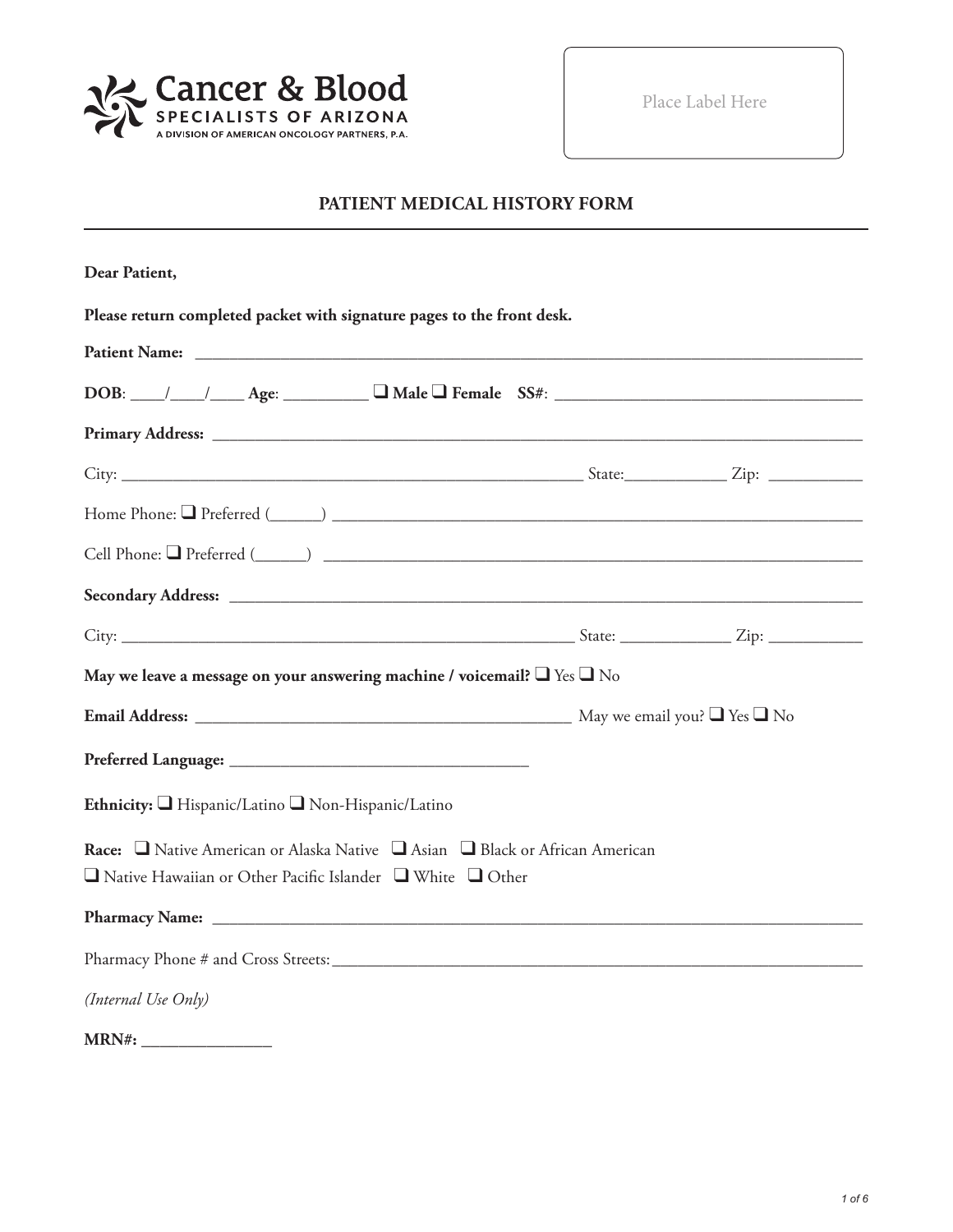**Cancer & Blood**
**SPECIALISTS OF ARIZONA**
A DIVISION OF AMERICAN ONCOLOGY PARTNERS, P.A.

Place Label Here

# PATIENT MEDICAL HISTORY FORM

**Dear Patient,**

**Please return completed packet with signature pages to the front desk.**

**Patient Name:** ______________________________________________________________________________

**DOB**: ____/____/____ **Age**: __________ ❑ **Male** ❑ **Female** **SS#**: ____________________________________

**Primary Address:** ___________________________________________________________________________

City: ________________________________________________________ State:____________ Zip: ___________

Home Phone: ❑ Preferred (______) ________________________________________________________________

Cell Phone: ❑ Preferred (______) _________________________________________________________________

**Secondary Address:** _________________________________________________________________________

City: ________________________________________________________ State: _____________ Zip: ___________

**May we leave a message on your answering machine / voicemail?** ❑ Yes ❑ No

**Email Address:** _____________________________________________ May we email you? ❑ Yes ❑ No

**Preferred Language:** ____________________________________

**Ethnicity:** ❑ Hispanic/Latino ❑ Non-Hispanic/Latino

**Race:** ❑ Native American or Alaska Native ❑ Asian ❑ Black or African American
❑ Native Hawaiian or Other Pacific Islander ❑ White ❑ Other

**Pharmacy Name:** ____________________________________________________________________________

Pharmacy Phone # and Cross Streets:_______________________________________________________________

*(Internal Use Only)*

**MRN#:** _______________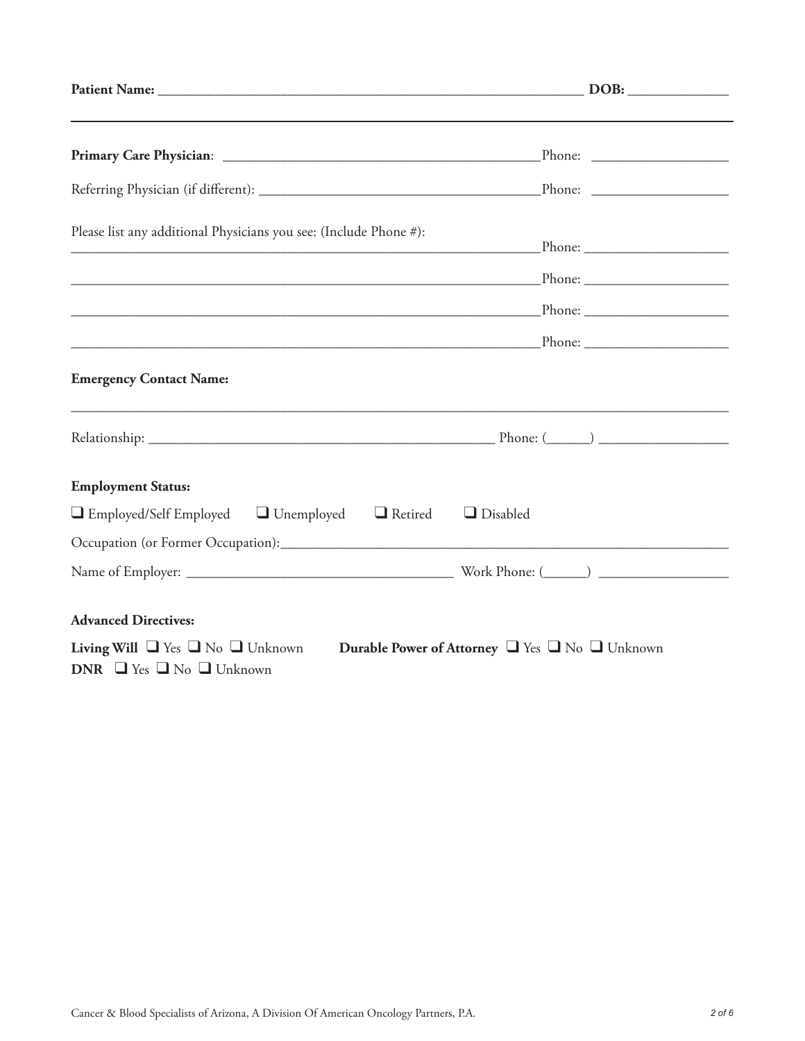**Patient Name:** ______________________________________________________________ **DOB:** ______________

---

**Primary Care Physician**: ______________________________________________ Phone: ___________________

Referring Physician (if different): ______________________________________ Phone: ___________________

Please list any additional Physicians you see: (Include Phone #):

____________________________________________________________________ Phone: ____________________

____________________________________________________________________ Phone: ____________________

____________________________________________________________________ Phone: ____________________

____________________________________________________________________ Phone: ____________________

**Emergency Contact Name:**

______________________________________________________________________________________________

Relationship: ________________________________________________ Phone: (______) __________________

**Employment Status:**

❑ Employed/Self Employed ❑ Unemployed ❑ Retired ❑ Disabled

Occupation (or Former Occupation): ___________________________________________________________

Name of Employer: ____________________________________ Work Phone: (______) __________________

**Advanced Directives:**

**Living Will** ❑ Yes ❑ No ❑ Unknown **Durable Power of Attorney** ❑ Yes ❑ No ❑ Unknown

**DNR** ❑ Yes ❑ No ❑ Unknown

Cancer & Blood Specialists of Arizona, A Division Of American Oncology Partners, P.A.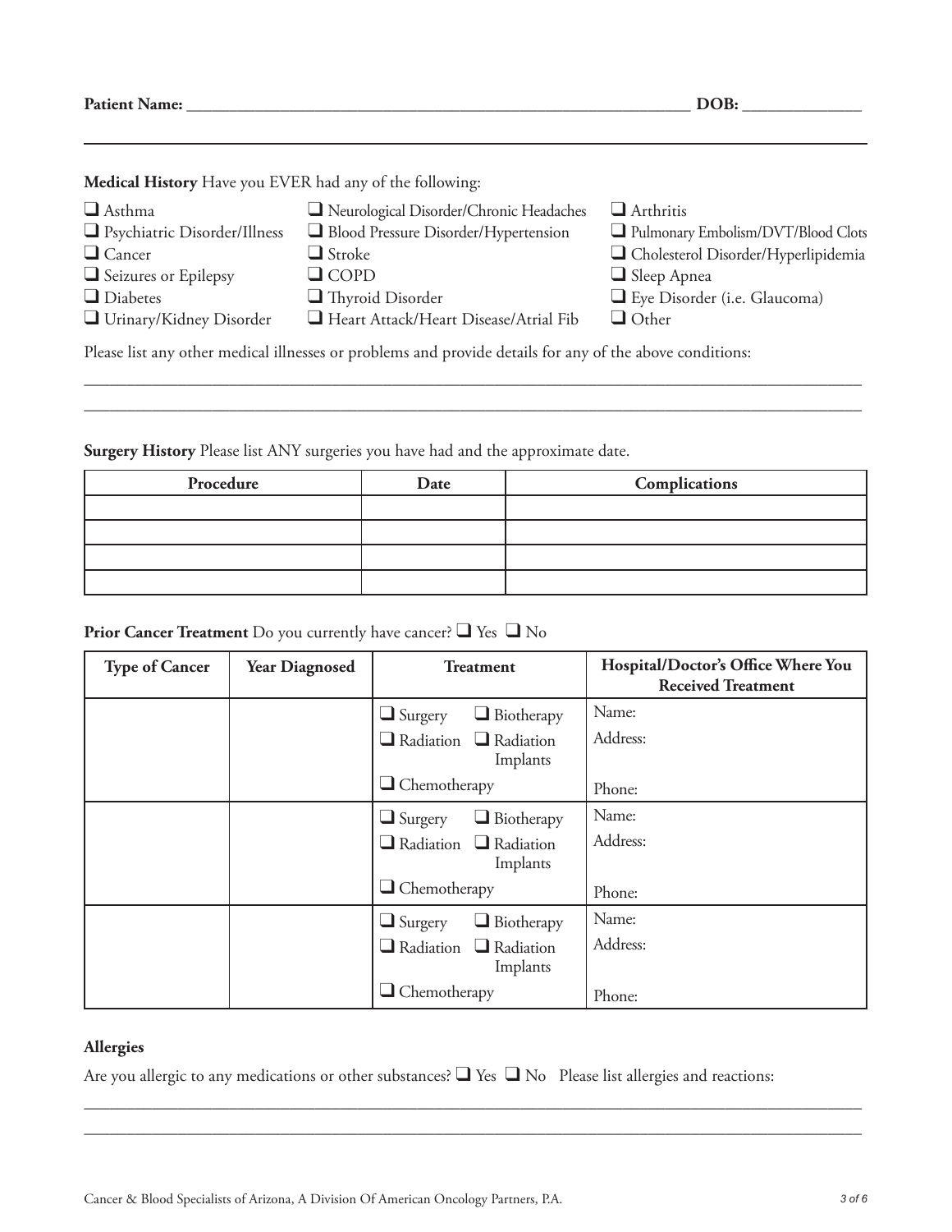**Patient Name:** ______________________________________________ **DOB:** ____________

**Medical History** Have you EVER had any of the following:

- ❑ Asthma
- ❑ Psychiatric Disorder/Illness
- ❑ Cancer
- ❑ Seizures or Epilepsy
- ❑ Diabetes
- ❑ Urinary/Kidney Disorder
- ❑ Neurological Disorder/Chronic Headaches
- ❑ Blood Pressure Disorder/Hypertension
- ❑ Stroke
- ❑ COPD
- ❑ Thyroid Disorder
- ❑ Heart Attack/Heart Disease/Atrial Fib
- ❑ Arthritis
- ❑ Pulmonary Embolism/DVT/Blood Clots
- ❑ Cholesterol Disorder/Hyperlipidemia
- ❑ Sleep Apnea
- ❑ Eye Disorder (i.e. Glaucoma)
- ❑ Other

Please list any other medical illnesses or problems and provide details for any of the above conditions:

____________________________________________________________________________

____________________________________________________________________________

**Surgery History** Please list ANY surgeries you have had and the approximate date.

| Procedure | Date | Complications |
|---|---|---|
| | | |
| | | |
| | | |
| | | |

**Prior Cancer Treatment** Do you currently have cancer? ❑ Yes ❑ No

| Type of Cancer | Year Diagnosed | Treatment | Hospital/Doctor's Office Where You Received Treatment |
|---|---|---|---|
| | | ❑ Surgery ❑ Biotherapy ❑ Radiation ❑ Radiation Implants ❑ Chemotherapy | Name: Address: Phone: |
| | | ❑ Surgery ❑ Biotherapy ❑ Radiation ❑ Radiation Implants ❑ Chemotherapy | Name: Address: Phone: |
| | | ❑ Surgery ❑ Biotherapy ❑ Radiation ❑ Radiation Implants ❑ Chemotherapy | Name: Address: Phone: |

**Allergies**

Are you allergic to any medications or other substances? ❑ Yes ❑ No Please list allergies and reactions:

____________________________________________________________________________

____________________________________________________________________________

Cancer & Blood Specialists of Arizona, A Division Of American Oncology Partners, P.A.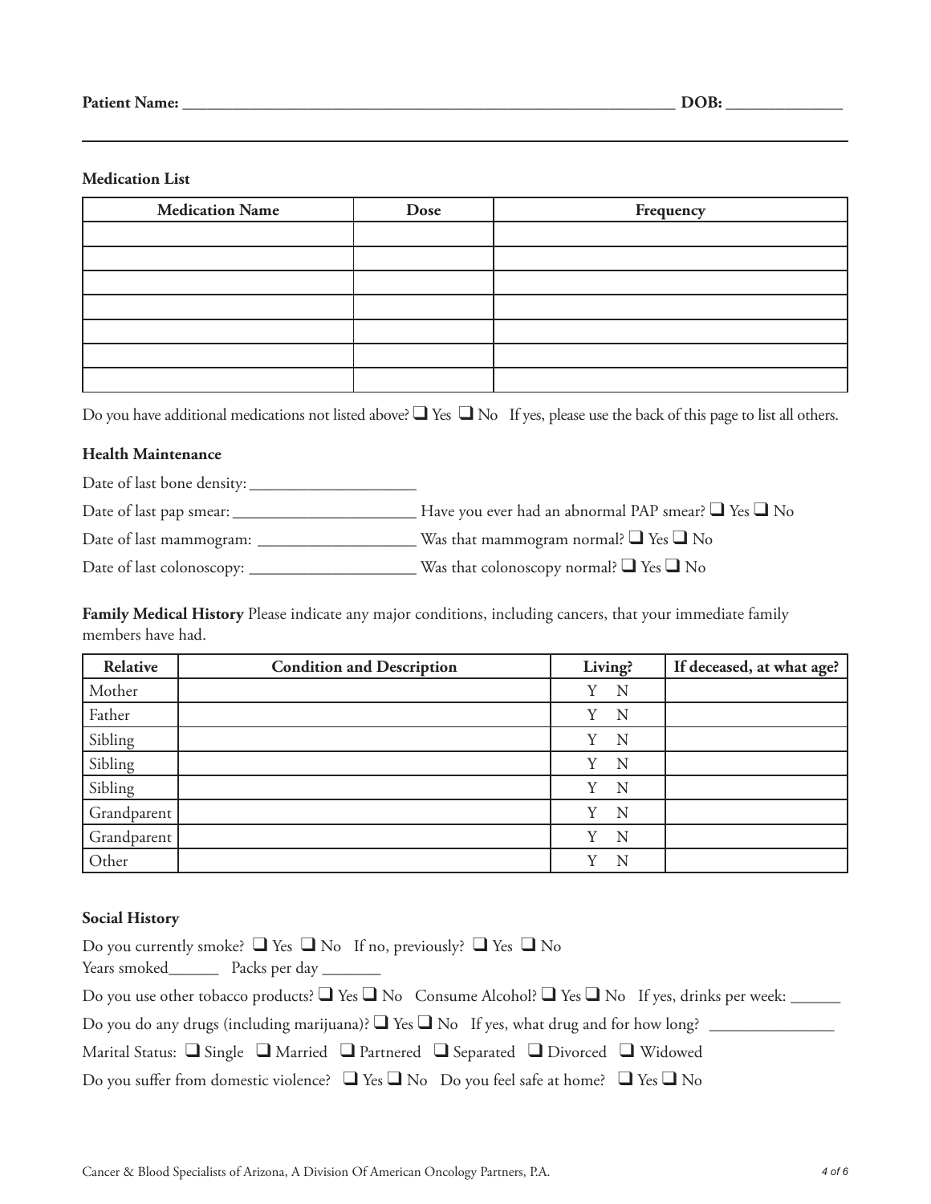**Patient Name:** ______________________________________________ **DOB:** ____________

**Medication List**

| Medication Name | Dose | Frequency |
|---|---|---|
| | | |
| | | |
| | | |
| | | |
| | | |
| | | |
| | | |

Do you have additional medications not listed above? ❑ Yes ❑ No If yes, please use the back of this page to list all others.

**Health Maintenance**

Date of last bone density: ____________________

Date of last pap smear: ______________________ Have you ever had an abnormal PAP smear? ❑ Yes ❑ No

Date of last mammogram: ___________________ Was that mammogram normal? ❑ Yes ❑ No

Date of last colonoscopy: ____________________ Was that colonoscopy normal? ❑ Yes ❑ No

**Family Medical History** Please indicate any major conditions, including cancers, that your immediate family members have had.

| Relative | Condition and Description | Living? | If deceased, at what age? |
|---|---|---|---|
| Mother | | Y N | |
| Father | | Y N | |
| Sibling | | Y N | |
| Sibling | | Y N | |
| Sibling | | Y N | |
| Grandparent | | Y N | |
| Grandparent | | Y N | |
| Other | | Y N | |

**Social History**

Do you currently smoke? ❑ Yes ❑ No If no, previously? ❑ Yes ❑ No
Years smoked______ Packs per day _______

Do you use other tobacco products? ❑ Yes ❑ No Consume Alcohol? ❑ Yes ❑ No If yes, drinks per week: ______

Do you do any drugs (including marijuana)? ❑ Yes ❑ No If yes, what drug and for how long? _______________

Marital Status: ❑ Single ❑ Married ❑ Partnered ❑ Separated ❑ Divorced ❑ Widowed

Do you suffer from domestic violence? ❑ Yes ❑ No Do you feel safe at home? ❑ Yes ❑ No

Cancer & Blood Specialists of Arizona, A Division Of American Oncology Partners, P.A.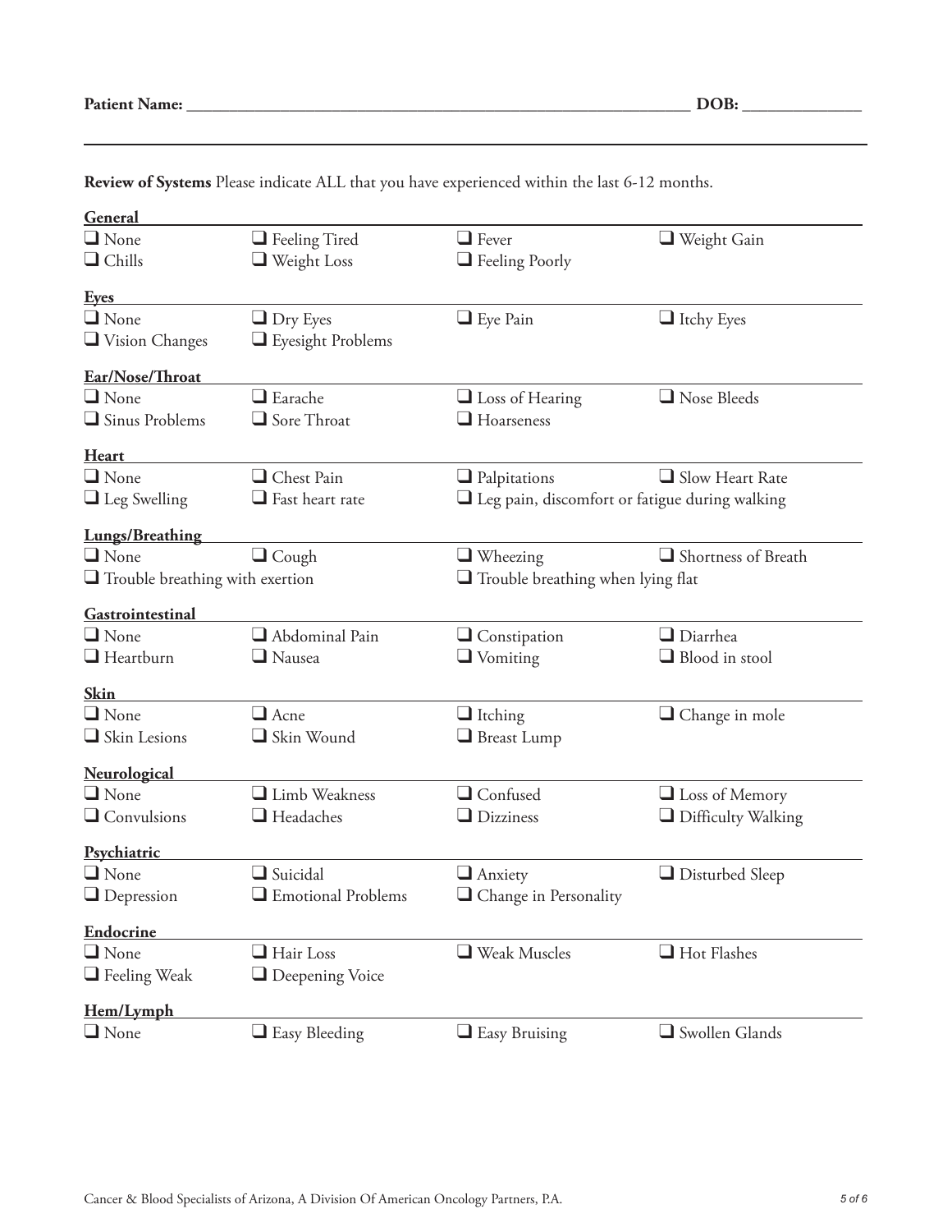**Patient Name:** ______________________________________________ **DOB:** ______________

---

**Review of Systems** Please indicate ALL that you have experienced within the last 6-12 months.

**General**

- ☐ None
- ☐ Feeling Tired
- ☐ Fever
- ☐ Weight Gain
- ☐ Chills
- ☐ Weight Loss
- ☐ Feeling Poorly

**Eyes**

- ☐ None
- ☐ Dry Eyes
- ☐ Eye Pain
- ☐ Itchy Eyes
- ☐ Vision Changes
- ☐ Eyesight Problems

**Ear/Nose/Throat**

- ☐ None
- ☐ Earache
- ☐ Loss of Hearing
- ☐ Nose Bleeds
- ☐ Sinus Problems
- ☐ Sore Throat
- ☐ Hoarseness

**Heart**

- ☐ None
- ☐ Chest Pain
- ☐ Palpitations
- ☐ Slow Heart Rate
- ☐ Leg Swelling
- ☐ Fast heart rate
- ☐ Leg pain, discomfort or fatigue during walking

**Lungs/Breathing**

- ☐ None
- ☐ Cough
- ☐ Wheezing
- ☐ Shortness of Breath
- ☐ Trouble breathing with exertion
- ☐ Trouble breathing when lying flat

**Gastrointestinal**

- ☐ None
- ☐ Abdominal Pain
- ☐ Constipation
- ☐ Diarrhea
- ☐ Heartburn
- ☐ Nausea
- ☐ Vomiting
- ☐ Blood in stool

**Skin**

- ☐ None
- ☐ Acne
- ☐ Itching
- ☐ Change in mole
- ☐ Skin Lesions
- ☐ Skin Wound
- ☐ Breast Lump

**Neurological**

- ☐ None
- ☐ Limb Weakness
- ☐ Confused
- ☐ Loss of Memory
- ☐ Convulsions
- ☐ Headaches
- ☐ Dizziness
- ☐ Difficulty Walking

**Psychiatric**

- ☐ None
- ☐ Suicidal
- ☐ Anxiety
- ☐ Disturbed Sleep
- ☐ Depression
- ☐ Emotional Problems
- ☐ Change in Personality

**Endocrine**

- ☐ None
- ☐ Hair Loss
- ☐ Weak Muscles
- ☐ Hot Flashes
- ☐ Feeling Weak
- ☐ Deepening Voice

**Hem/Lymph**

- ☐ None
- ☐ Easy Bleeding
- ☐ Easy Bruising
- ☐ Swollen Glands

Cancer & Blood Specialists of Arizona, A Division Of American Oncology Partners, P.A.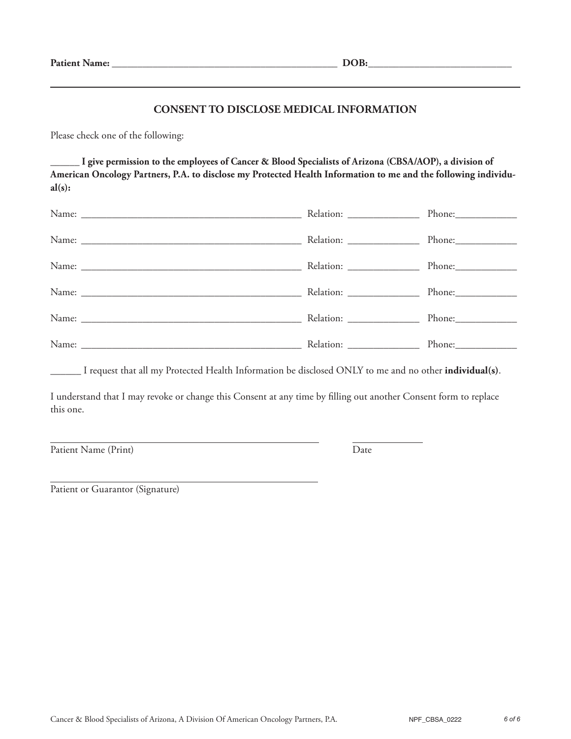**Patient Name:** ______________________________________________ **DOB:**_____________________________

---

## CONSENT TO DISCLOSE MEDICAL INFORMATION

Please check one of the following:

**______ I give permission to the employees of Cancer & Blood Specialists of Arizona (CBSA/AOP), a division of American Oncology Partners, P.A. to disclose my Protected Health Information to me and the following individual(s):**

Name: ______________________________________________ Relation: ______________ Phone:____________

Name: ______________________________________________ Relation: ______________ Phone:____________

Name: ______________________________________________ Relation: ______________ Phone:____________

Name: ______________________________________________ Relation: ______________ Phone:____________

Name: ______________________________________________ Relation: ______________ Phone:____________

Name: ______________________________________________ Relation: ______________ Phone:____________

______ I request that all my Protected Health Information be disclosed ONLY to me and no other **individual(s)**.

I understand that I may revoke or change this Consent at any time by filling out another Consent form to replace this one.

_______________________________________________________ ______________
Patient Name (Print) Date

_______________________________________________________
Patient or Guarantor (Signature)

Cancer & Blood Specialists of Arizona, A Division Of American Oncology Partners, P.A. NPF_CBSA_0222